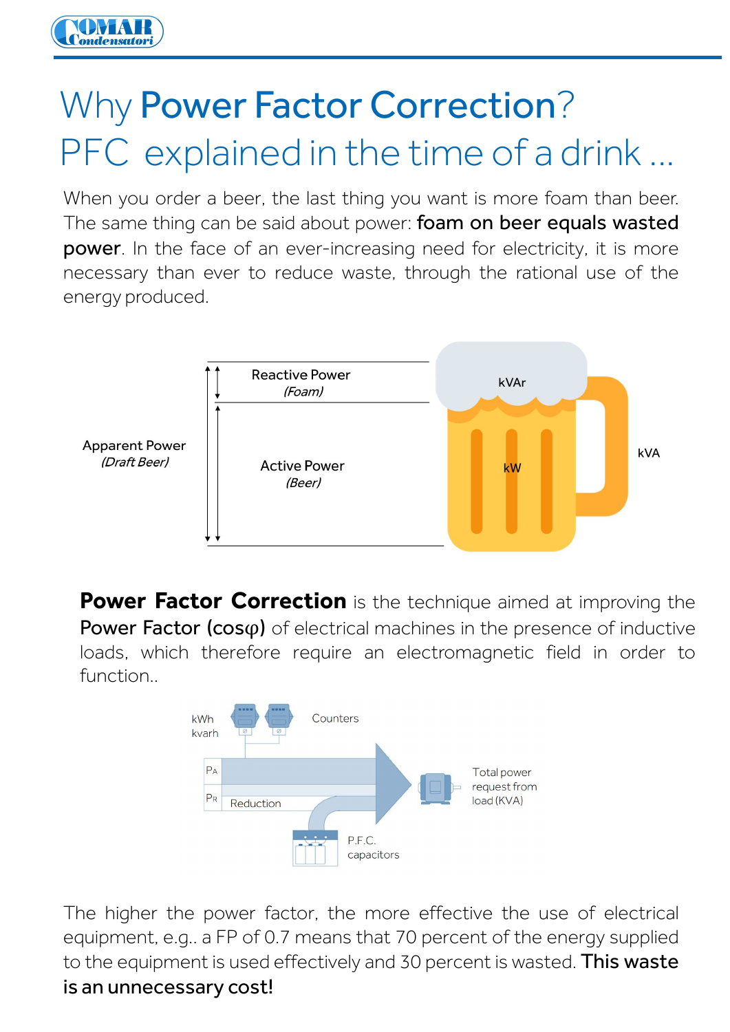# Why **Power Factor Correction**?

## PFC explained in the time of a drink ...

When you order a beer, the last thing you want is more foam than beer. The same thing can be said about power: **foam on beer equals wasted power**. In the face of an ever-increasing need for electricity, it is more necessary than ever to reduce waste, through the rational use of the energy produced.

Reactive Power
*(Foam)*

Apparent Power
*(Draft Beer)*

Active Power
*(Beer)*

kVAr

kW

kVA

**Power Factor Correction** is the technique aimed at improving the **Power Factor (cosφ)** of electrical machines in the presence of inductive loads, which therefore require an electromagnetic field in order to function..

kWh
kvarh

Counters

PA

PR

Reduction

Total power request from load (KVA)

P.F.C. capacitors

The higher the power factor, the more effective the use of electrical equipment, e.g.. a FP of 0.7 means that 70 percent of the energy supplied to the equipment is used effectively and 30 percent is wasted. **This waste is an unnecessary cost!**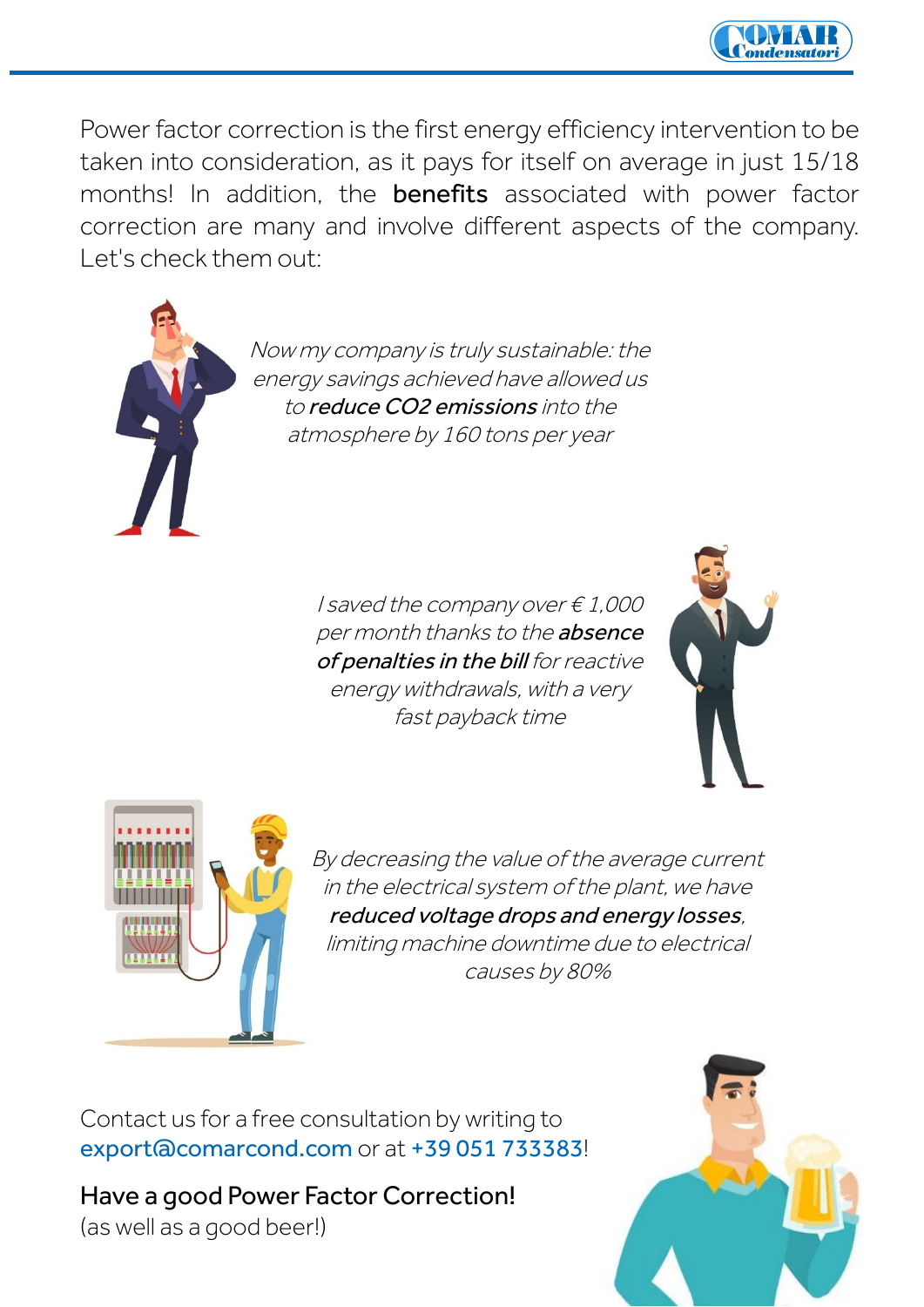Power factor correction is the first energy efficiency intervention to be taken into consideration, as it pays for itself on average in just 15/18 months! In addition, the **benefits** associated with power factor correction are many and involve different aspects of the company. Let's check them out:

*Now my company is truly sustainable: the energy savings achieved have allowed us to* ***reduce $CO_2$ emissions*** *into the atmosphere by 160 tons per year*

*I saved the company over € 1,000 per month thanks to the* ***absence of penalties in the bill*** *for reactive energy withdrawals, with a very fast payback time*

*By decreasing the value of the average current in the electrical system of the plant, we have* ***reduced voltage drops and energy losses****, limiting machine downtime due to electrical causes by 80%*

Contact us for a free consultation by writing to export@comarcond.com or at +39 051 733383!

Have a good Power Factor Correction!
(as well as a good beer!)